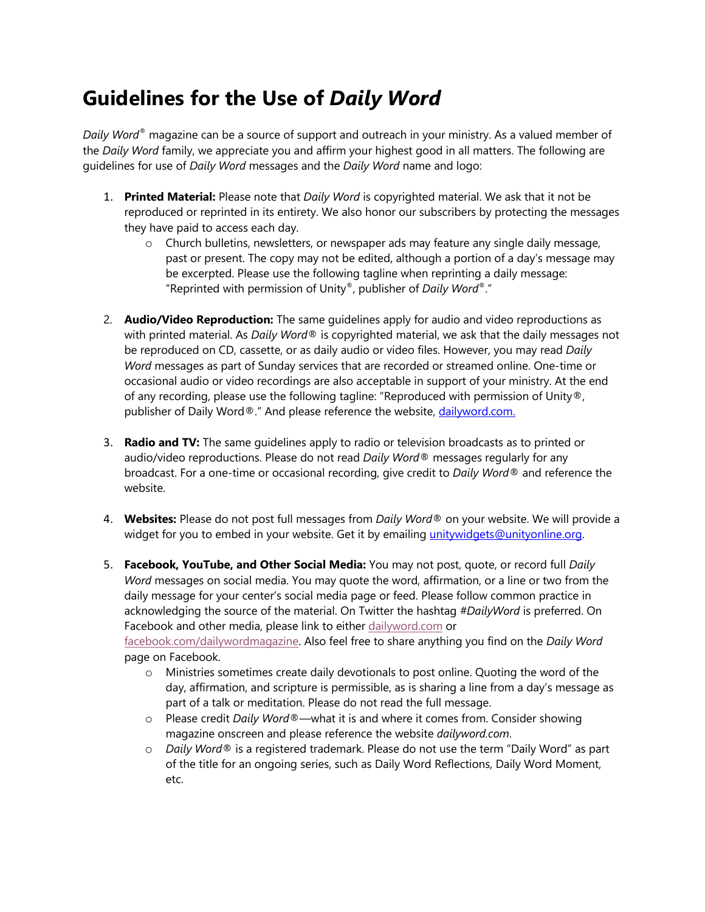# Guidelines for the Use of *Daily Word*

*Daily Word*® magazine can be a source of support and outreach in your ministry. As a valued member of the *Daily Word* family, we appreciate you and affirm your highest good in all matters. The following are guidelines for use of *Daily Word* messages and the *Daily Word* name and logo:

1. **Printed Material:** Please note that *Daily Word* is copyrighted material. We ask that it not be reproduced or reprinted in its entirety. We also honor our subscribers by protecting the messages they have paid to access each day.
   - Church bulletins, newsletters, or newspaper ads may feature any single daily message, past or present. The copy may not be edited, although a portion of a day's message may be excerpted. Please use the following tagline when reprinting a daily message: "Reprinted with permission of Unity®, publisher of *Daily Word*®."

2. **Audio/Video Reproduction:** The same guidelines apply for audio and video reproductions as with printed material. As *Daily Word*® is copyrighted material, we ask that the daily messages not be reproduced on CD, cassette, or as daily audio or video files. However, you may read *Daily Word* messages as part of Sunday services that are recorded or streamed online. One-time or occasional audio or video recordings are also acceptable in support of your ministry. At the end of any recording, please use the following tagline: "Reproduced with permission of Unity®, publisher of Daily Word®." And please reference the website, dailyword.com.

3. **Radio and TV:** The same guidelines apply to radio or television broadcasts as to printed or audio/video reproductions. Please do not read *Daily Word*® messages regularly for any broadcast. For a one-time or occasional recording, give credit to *Daily Word*® and reference the website.

4. **Websites:** Please do not post full messages from *Daily Word*® on your website. We will provide a widget for you to embed in your website. Get it by emailing unitywidgets@unityonline.org.

5. **Facebook, YouTube, and Other Social Media:** You may not post, quote, or record full *Daily Word* messages on social media. You may quote the word, affirmation, or a line or two from the daily message for your center's social media page or feed. Please follow common practice in acknowledging the source of the material. On Twitter the hashtag *#DailyWord* is preferred. On Facebook and other media, please link to either dailyword.com or facebook.com/dailywordmagazine. Also feel free to share anything you find on the *Daily Word* page on Facebook.
   - Ministries sometimes create daily devotionals to post online. Quoting the word of the day, affirmation, and scripture is permissible, as is sharing a line from a day's message as part of a talk or meditation. Please do not read the full message.
   - Please credit *Daily Word*®—what it is and where it comes from. Consider showing magazine onscreen and please reference the website *dailyword.com*.
   - *Daily Word*® is a registered trademark. Please do not use the term "Daily Word" as part of the title for an ongoing series, such as Daily Word Reflections, Daily Word Moment, etc.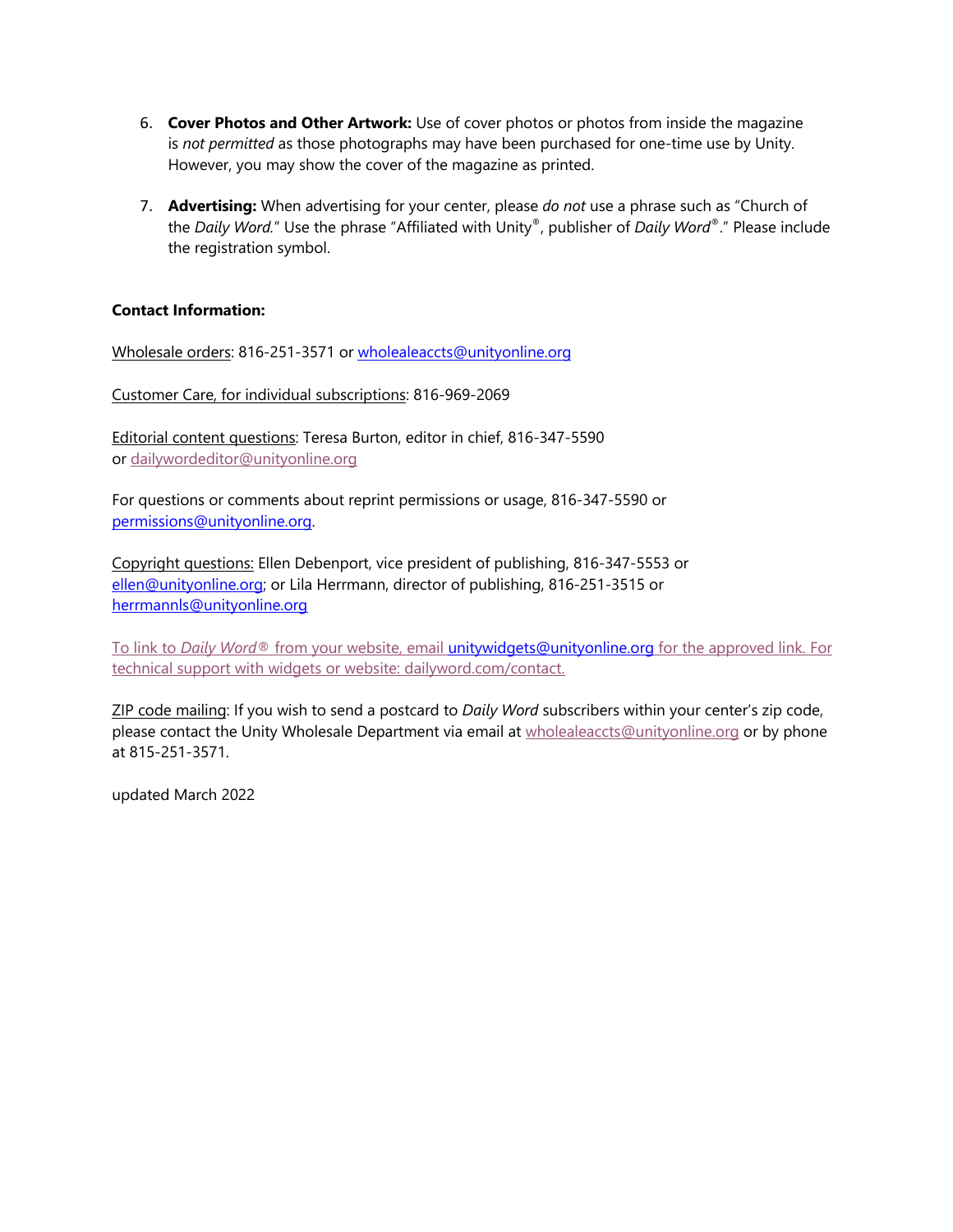6. **Cover Photos and Other Artwork:** Use of cover photos or photos from inside the magazine is *not permitted* as those photographs may have been purchased for one-time use by Unity. However, you may show the cover of the magazine as printed.

7. **Advertising:** When advertising for your center, please *do not* use a phrase such as "Church of the *Daily Word*." Use the phrase "Affiliated with Unity®, publisher of *Daily Word*®." Please include the registration symbol.

**Contact Information:**

Wholesale orders: 816-251-3571 or wholealeaccts@unityonline.org

Customer Care, for individual subscriptions: 816-969-2069

Editorial content questions: Teresa Burton, editor in chief, 816-347-5590 or dailywordeditor@unityonline.org

For questions or comments about reprint permissions or usage, 816-347-5590 or permissions@unityonline.org.

Copyright questions: Ellen Debenport, vice president of publishing, 816-347-5553 or ellen@unityonline.org; or Lila Herrmann, director of publishing, 816-251-3515 or herrmannls@unityonline.org

To link to *Daily Word*® from your website, email unitywidgets@unityonline.org for the approved link. For technical support with widgets or website: dailyword.com/contact.

ZIP code mailing: If you wish to send a postcard to *Daily Word* subscribers within your center's zip code, please contact the Unity Wholesale Department via email at wholealeaccts@unityonline.org or by phone at 815-251-3571.

updated March 2022